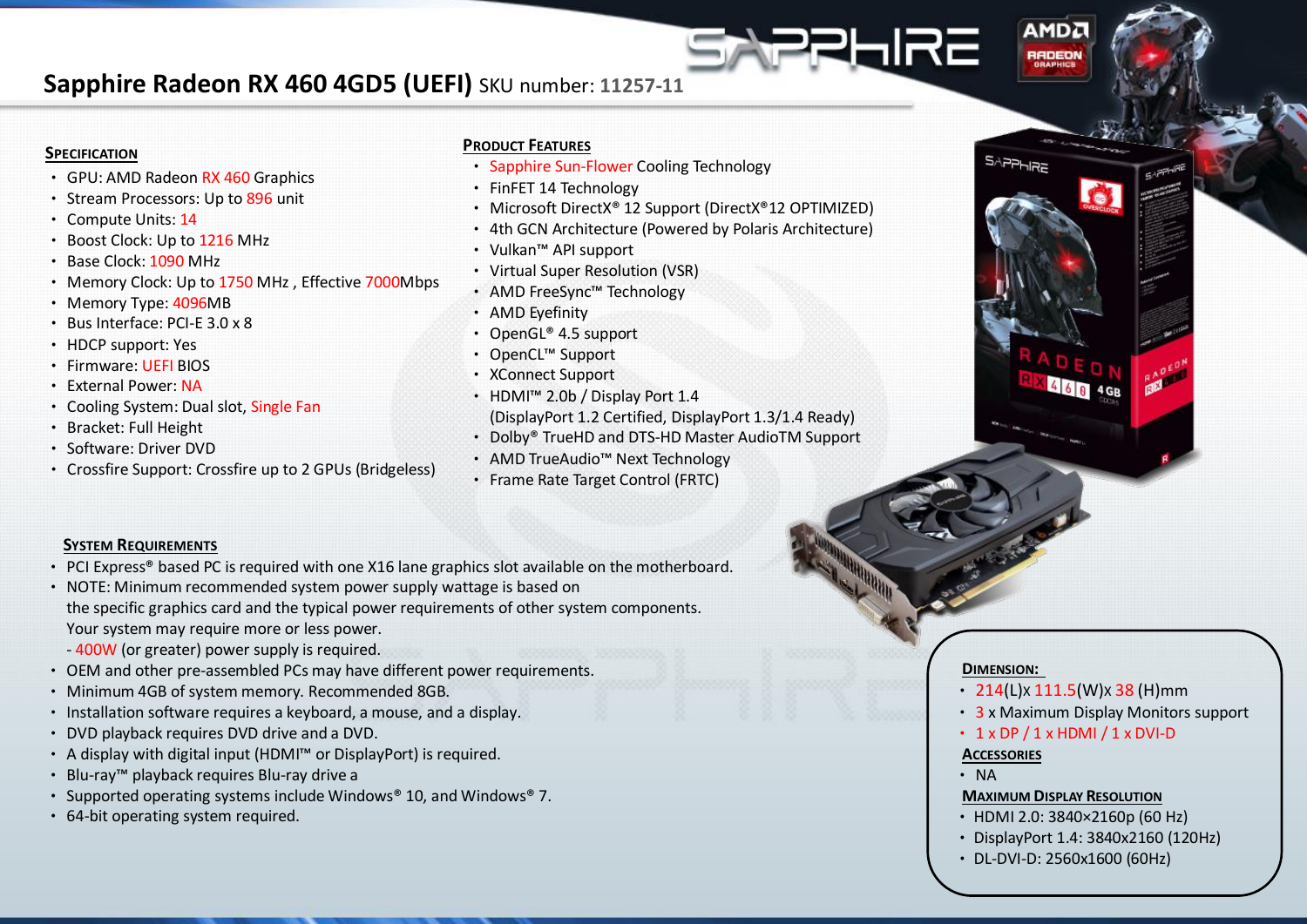# Sapphire Radeon RX 460 4GD5 (UEFI) SKU number: 11257-11

## Specification

- GPU: AMD Radeon RX 460 Graphics
- Stream Processors: Up to 896 unit
- Compute Units: 14
- Boost Clock: Up to 1216 MHz
- Base Clock: 1090 MHz
- Memory Clock: Up to 1750 MHz , Effective 7000Mbps
- Memory Type: 4096MB
- Bus Interface: PCI-E 3.0 x 8
- HDCP support: Yes
- Firmware: UEFI BIOS
- External Power: NA
- Cooling System: Dual slot, Single Fan
- Bracket: Full Height
- Software: Driver DVD
- Crossfire Support: Crossfire up to 2 GPUs (Bridgeless)

## Product Features

- Sapphire Sun-Flower Cooling Technology
- FinFET 14 Technology
- Microsoft DirectX® 12 Support (DirectX®12 OPTIMIZED)
- 4th GCN Architecture (Powered by Polaris Architecture)
- Vulkan™ API support
- Virtual Super Resolution (VSR)
- AMD FreeSync™ Technology
- AMD Eyefinity
- OpenGL® 4.5 support
- OpenCL™ Support
- XConnect Support
- HDMI™ 2.0b / Display Port 1.4 (DisplayPort 1.2 Certified, DisplayPort 1.3/1.4 Ready)
- Dolby® TrueHD and DTS-HD Master AudioTM Support
- AMD TrueAudio™ Next Technology
- Frame Rate Target Control (FRTC)

## System Requirements

- PCI Express® based PC is required with one X16 lane graphics slot available on the motherboard.
- NOTE: Minimum recommended system power supply wattage is based on the specific graphics card and the typical power requirements of other system components. Your system may require more or less power.
  - 400W (or greater) power supply is required.
- OEM and other pre-assembled PCs may have different power requirements.
- Minimum 4GB of system memory. Recommended 8GB.
- Installation software requires a keyboard, a mouse, and a display.
- DVD playback requires DVD drive and a DVD.
- A display with digital input (HDMI™ or DisplayPort) is required.
- Blu-ray™ playback requires Blu-ray drive a
- Supported operating systems include Windows® 10, and Windows® 7.
- 64-bit operating system required.

## Dimension:

- 214(L)x 111.5(W)x 38 (H)mm
- 3 x Maximum Display Monitors support
- 1 x DP / 1 x HDMI / 1 x DVI-D

## Accessories

- NA

## Maximum Display Resolution

- HDMI 2.0: 3840×2160p (60 Hz)
- DisplayPort 1.4: 3840x2160 (120Hz)
- DL-DVI-D: 2560x1600 (60Hz)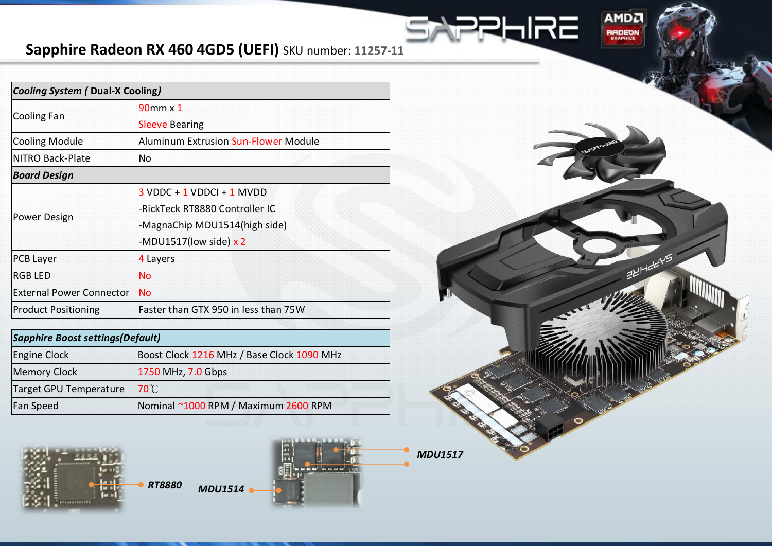## Sapphire Radeon RX 460 4GD5 (UEFI) SKU number: 11257-11

| *Cooling System ( Dual-X Cooling)* | |
|---|---|
| Cooling Fan | 90mm x 1<br>Sleeve Bearing |
| Cooling Module | Aluminum Extrusion Sun-Flower Module |
| NITRO Back-Plate | No |
| ***Board Design*** | |
| Power Design | 3 VDDC + 1 VDDCI + 1 MVDD<br>-RickTeck RT8880 Controller IC<br>-MagnaChip MDU1514(high side)<br>-MDU1517(low side) x 2 |
| PCB Layer | 4 Layers |
| RGB LED | No |
| External Power Connector | No |
| Product Positioning | Faster than GTX 950 in less than 75W |

| *Sapphire Boost settings(Default)* | |
|---|---|
| Engine Clock | Boost Clock 1216 MHz / Base Clock 1090 MHz |
| Memory Clock | 1750 MHz, 7.0 Gbps |
| Target GPU Temperature | 70℃ |
| Fan Speed | Nominal ~1000 RPM / Maximum 2600 RPM |

*RT8880*

*MDU1514*

*MDU1517*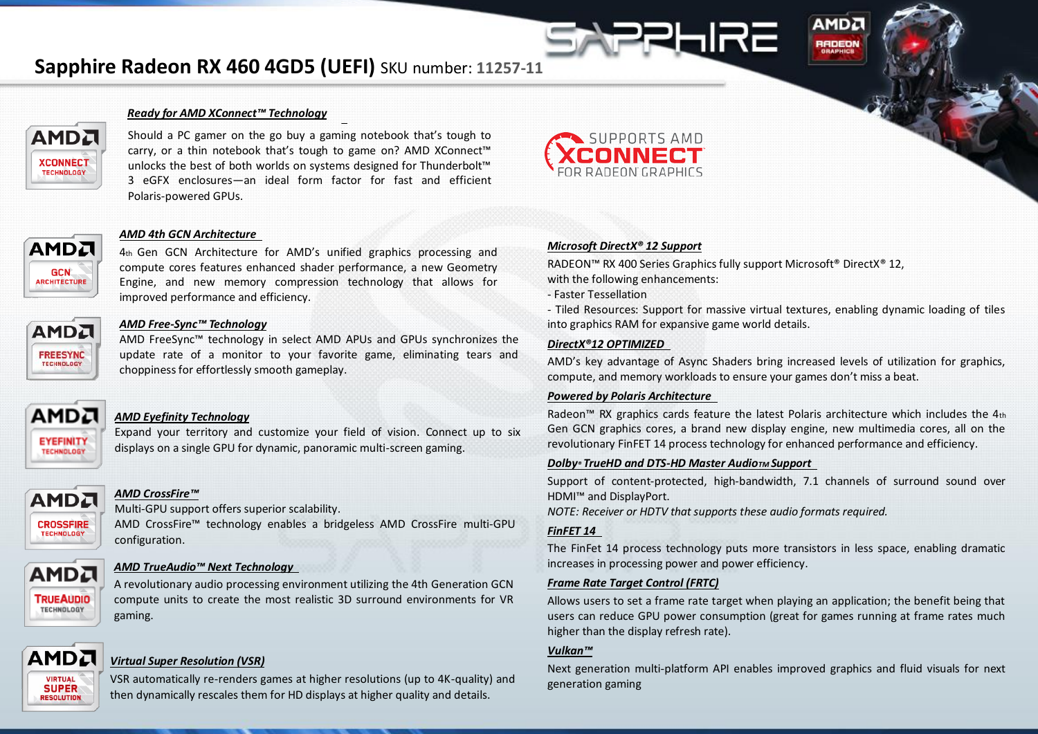# Sapphire Radeon RX 460 4GD5 (UEFI) SKU number: 11257-11

***Ready for AMD XConnect™ Technology***

Should a PC gamer on the go buy a gaming notebook that's tough to carry, or a thin notebook that's tough to game on? AMD XConnect™ unlocks the best of both worlds on systems designed for Thunderbolt™ 3 eGFX enclosures—an ideal form factor for fast and efficient Polaris-powered GPUs.

SUPPORTS AMD XCONNECT FOR RADEON GRAPHICS

***AMD 4th GCN Architecture***

4th Gen GCN Architecture for AMD's unified graphics processing and compute cores features enhanced shader performance, a new Geometry Engine, and new memory compression technology that allows for improved performance and efficiency.

***AMD Free-Sync™ Technology***

AMD FreeSync™ technology in select AMD APUs and GPUs synchronizes the update rate of a monitor to your favorite game, eliminating tears and choppiness for effortlessly smooth gameplay.

***AMD Eyefinity Technology***

Expand your territory and customize your field of vision. Connect up to six displays on a single GPU for dynamic, panoramic multi-screen gaming.

***AMD CrossFire™***

Multi-GPU support offers superior scalability.
AMD CrossFire™ technology enables a bridgeless AMD CrossFire multi-GPU configuration.

***AMD TrueAudio™ Next Technology***

A revolutionary audio processing environment utilizing the 4th Generation GCN compute units to create the most realistic 3D surround environments for VR gaming.

***Virtual Super Resolution (VSR)***

VSR automatically re-renders games at higher resolutions (up to 4K-quality) and then dynamically rescales them for HD displays at higher quality and details.

***Microsoft DirectX® 12 Support***

RADEON™ RX 400 Series Graphics fully support Microsoft® DirectX® 12, with the following enhancements:
- Faster Tessellation
- Tiled Resources: Support for massive virtual textures, enabling dynamic loading of tiles into graphics RAM for expansive game world details.

***DirectX®12 OPTIMIZED***

AMD's key advantage of Async Shaders bring increased levels of utilization for graphics, compute, and memory workloads to ensure your games don't miss a beat.

***Powered by Polaris Architecture***

Radeon™ RX graphics cards feature the latest Polaris architecture which includes the 4th Gen GCN graphics cores, a brand new display engine, new multimedia cores, all on the revolutionary FinFET 14 process technology for enhanced performance and efficiency.

***Dolby® TrueHD and DTS-HD Master Audio™ Support***

Support of content-protected, high-bandwidth, 7.1 channels of surround sound over HDMI™ and DisplayPort.
*NOTE: Receiver or HDTV that supports these audio formats required.*

***FinFET 14***

The FinFet 14 process technology puts more transistors in less space, enabling dramatic increases in processing power and power efficiency.

***Frame Rate Target Control (FRTC)***

Allows users to set a frame rate target when playing an application; the benefit being that users can reduce GPU power consumption (great for games running at frame rates much higher than the display refresh rate).

***Vulkan™***

Next generation multi-platform API enables improved graphics and fluid visuals for next generation gaming